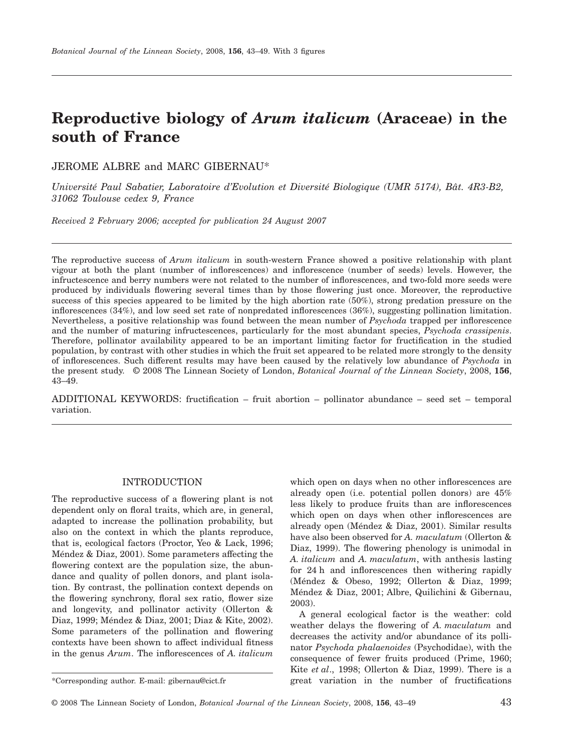# Reproductive biology of *Arum italicum* (Araceae) in the south of France

JEROME ALBRE and MARC GIBERNAU*

*Université Paul Sabatier, Laboratoire d'Evolution et Diversité Biologique (UMR 5174), Bât. 4R3-B2, 31062 Toulouse cedex 9, France*

*Received 2 February 2006; accepted for publication 24 August 2007*

The reproductive success of *Arum italicum* in south-western France showed a positive relationship with plant vigour at both the plant (number of inflorescences) and inflorescence (number of seeds) levels. However, the infructescence and berry numbers were not related to the number of inflorescences, and two-fold more seeds were produced by individuals flowering several times than by those flowering just once. Moreover, the reproductive success of this species appeared to be limited by the high abortion rate (50%), strong predation pressure on the inflorescences (34%), and low seed set rate of nonpredated inflorescences (36%), suggesting pollination limitation. Nevertheless, a positive relationship was found between the mean number of *Psychoda* trapped per inflorescence and the number of maturing infructescences, particularly for the most abundant species, *Psychoda crassipenis*. Therefore, pollinator availability appeared to be an important limiting factor for fructification in the studied population, by contrast with other studies in which the fruit set appeared to be related more strongly to the density of inflorescences. Such different results may have been caused by the relatively low abundance of *Psychoda* in the present study. © 2008 The Linnean Society of London, *Botanical Journal of the Linnean Society*, 2008, **156**, 43–49.

ADDITIONAL KEYWORDS: fructification – fruit abortion – pollinator abundance – seed set – temporal variation.

## INTRODUCTION

The reproductive success of a flowering plant is not dependent only on floral traits, which are, in general, adapted to increase the pollination probability, but also on the context in which the plants reproduce, that is, ecological factors (Proctor, Yeo & Lack, 1996; Méndez & Diaz, 2001). Some parameters affecting the flowering context are the population size, the abundance and quality of pollen donors, and plant isolation. By contrast, the pollination context depends on the flowering synchrony, floral sex ratio, flower size and longevity, and pollinator activity (Ollerton & Diaz, 1999; Méndez & Diaz, 2001; Diaz & Kite, 2002). Some parameters of the pollination and flowering contexts have been shown to affect individual fitness in the genus *Arum*. The inflorescences of *A. italicum* which open on days when no other inflorescences are already open (i.e. potential pollen donors) are 45% less likely to produce fruits than are inflorescences which open on days when other inflorescences are already open (Méndez & Diaz, 2001). Similar results have also been observed for *A. maculatum* (Ollerton & Diaz, 1999). The flowering phenology is unimodal in *A. italicum* and *A. maculatum*, with anthesis lasting for 24 h and inflorescences then withering rapidly (Méndez & Obeso, 1992; Ollerton & Diaz, 1999; Méndez & Diaz, 2001; Albre, Quilichini & Gibernau, 2003).

A general ecological factor is the weather: cold weather delays the flowering of *A. maculatum* and decreases the activity and/or abundance of its pollinator *Psychoda phalaenoides* (Psychodidae), with the consequence of fewer fruits produced (Prime, 1960; Kite *et al*., 1998; Ollerton & Diaz, 1999). There is a great variation in the number of fructifications

*Corresponding author. E-mail: gibernau@cict.fr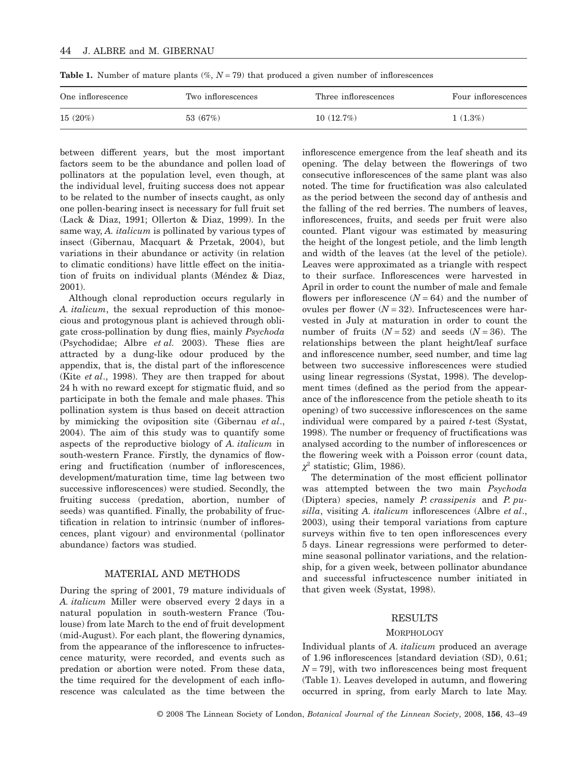**Table 1.** Number of mature plants (%, $N = 79$) that produced a given number of inflorescences

| One inflorescence | Two inflorescences | Three inflorescences | Four inflorescences |
|---|---|---|---|
| 15 (20%) | 53 (67%) | 10 (12.7%) | 1 (1.3%) |

between different years, but the most important factors seem to be the abundance and pollen load of pollinators at the population level, even though, at the individual level, fruiting success does not appear to be related to the number of insects caught, as only one pollen-bearing insect is necessary for full fruit set (Lack & Diaz, 1991; Ollerton & Diaz, 1999). In the same way, *A. italicum* is pollinated by various types of insect (Gibernau, Macquart & Przetak, 2004), but variations in their abundance or activity (in relation to climatic conditions) have little effect on the initiation of fruits on individual plants (Méndez & Diaz, 2001).

Although clonal reproduction occurs regularly in *A. italicum*, the sexual reproduction of this monoecious and protogynous plant is achieved through obligate cross-pollination by dung flies, mainly *Psychoda* (Psychodidae; Albre *et al.* 2003). These flies are attracted by a dung-like odour produced by the appendix, that is, the distal part of the inflorescence (Kite *et al*., 1998). They are then trapped for about 24 h with no reward except for stigmatic fluid, and so participate in both the female and male phases. This pollination system is thus based on deceit attraction by mimicking the oviposition site (Gibernau *et al*., 2004). The aim of this study was to quantify some aspects of the reproductive biology of *A. italicum* in south-western France. Firstly, the dynamics of flowering and fructification (number of inflorescences, development/maturation time, time lag between two successive inflorescences) were studied. Secondly, the fruiting success (predation, abortion, number of seeds) was quantified. Finally, the probability of fructification in relation to intrinsic (number of inflorescences, plant vigour) and environmental (pollinator abundance) factors was studied.

## MATERIAL AND METHODS

During the spring of 2001, 79 mature individuals of *A. italicum* Miller were observed every 2 days in a natural population in south-western France (Toulouse) from late March to the end of fruit development (mid-August). For each plant, the flowering dynamics, from the appearance of the inflorescence to infructescence maturity, were recorded, and events such as predation or abortion were noted. From these data, the time required for the development of each inflorescence was calculated as the time between the inflorescence emergence from the leaf sheath and its opening. The delay between the flowerings of two consecutive inflorescences of the same plant was also noted. The time for fructification was also calculated as the period between the second day of anthesis and the falling of the red berries. The numbers of leaves, inflorescences, fruits, and seeds per fruit were also counted. Plant vigour was estimated by measuring the height of the longest petiole, and the limb length and width of the leaves (at the level of the petiole). Leaves were approximated as a triangle with respect to their surface. Inflorescences were harvested in April in order to count the number of male and female flowers per inflorescence ($N = 64$) and the number of ovules per flower ($N = 32$). Infructescences were harvested in July at maturation in order to count the number of fruits ($N = 52$) and seeds ($N = 36$). The relationships between the plant height/leaf surface and inflorescence number, seed number, and time lag between two successive inflorescences were studied using linear regressions (Systat, 1998). The development times (defined as the period from the appearance of the inflorescence from the petiole sheath to its opening) of two successive inflorescences on the same individual were compared by a paired *t*-test (Systat, 1998). The number or frequency of fructifications was analysed according to the number of inflorescences or the flowering week with a Poisson error (count data, $\chi^2$ statistic; Glim, 1986).

The determination of the most efficient pollinator was attempted between the two main *Psychoda* (Diptera) species, namely *P. crassipenis* and *P. pusilla*, visiting *A. italicum* inflorescences (Albre *et al*., 2003), using their temporal variations from capture surveys within five to ten open inflorescences every 5 days. Linear regressions were performed to determine seasonal pollinator variations, and the relationship, for a given week, between pollinator abundance and successful infructescence number initiated in that given week (Systat, 1998).

## RESULTS

### MORPHOLOGY

Individual plants of *A. italicum* produced an average of 1.96 inflorescences [standard deviation (SD), 0.61; $N = 79$], with two inflorescences being most frequent (Table 1). Leaves developed in autumn, and flowering occurred in spring, from early March to late May.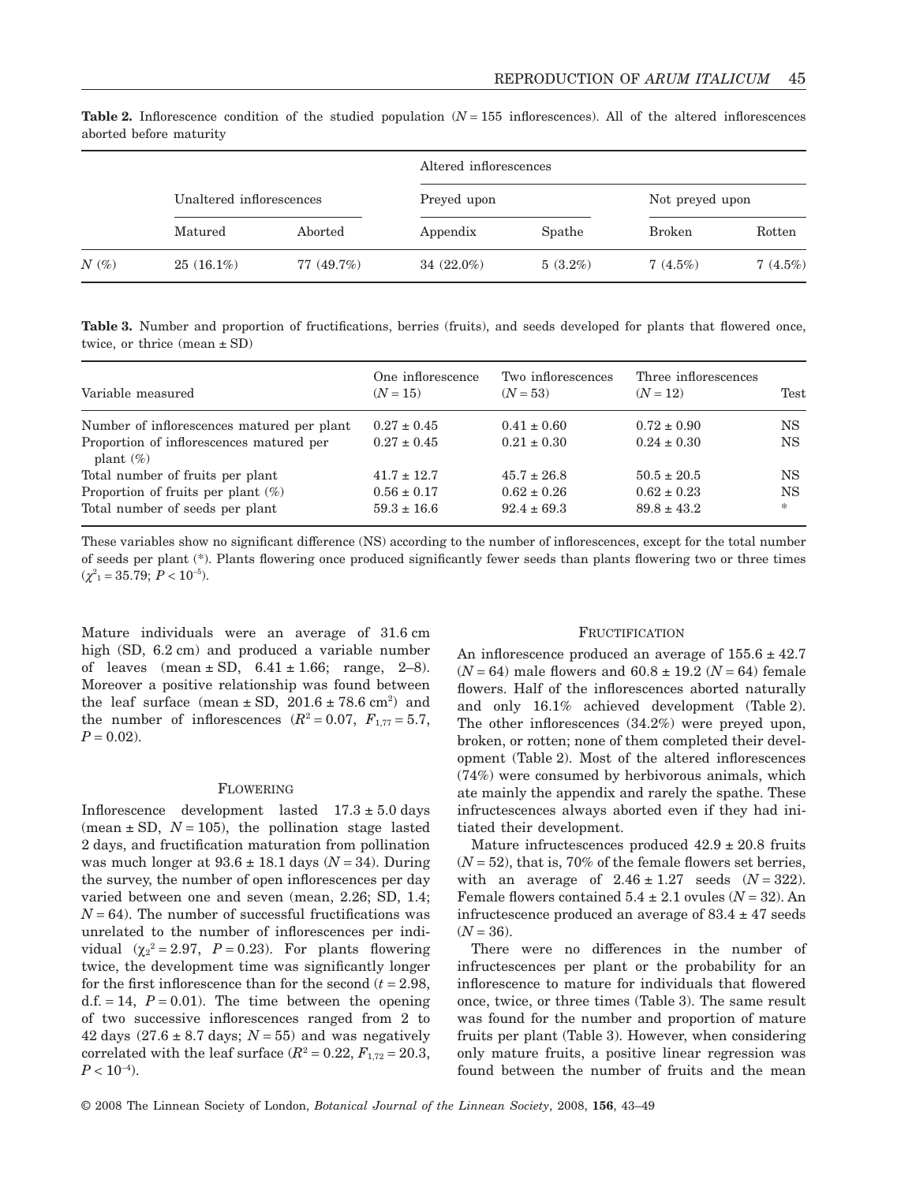**Table 2.** Inflorescence condition of the studied population ($N = 155$ inflorescences). All of the altered inflorescences aborted before maturity

| | Unaltered inflorescences | | Altered inflorescences | | | |
|---|---|---|---|---|---|---|
| | | | Preyed upon | | Not preyed upon | |
| | Matured | Aborted | Appendix | Spathe | Broken | Rotten |
| $N$ (%) | 25 (16.1%) | 77 (49.7%) | 34 (22.0%) | 5 (3.2%) | 7 (4.5%) | 7 (4.5%) |

**Table 3.** Number and proportion of fructifications, berries (fruits), and seeds developed for plants that flowered once, twice, or thrice (mean ± SD)

| Variable measured | One inflorescence ($N = 15$) | Two inflorescences ($N = 53$) | Three inflorescences ($N = 12$) | Test |
|---|---|---|---|---|
| Number of inflorescences matured per plant | 0.27 ± 0.45 | 0.41 ± 0.60 | 0.72 ± 0.90 | NS |
| Proportion of inflorescences matured per plant (%) | 0.27 ± 0.45 | 0.21 ± 0.30 | 0.24 ± 0.30 | NS |
| Total number of fruits per plant | 41.7 ± 12.7 | 45.7 ± 26.8 | 50.5 ± 20.5 | NS |
| Proportion of fruits per plant (%) | 0.56 ± 0.17 | 0.62 ± 0.26 | 0.62 ± 0.23 | NS |
| Total number of seeds per plant | 59.3 ± 16.6 | 92.4 ± 69.3 | 89.8 ± 43.2 | * |

These variables show no significant difference (NS) according to the number of inflorescences, except for the total number of seeds per plant (*). Plants flowering once produced significantly fewer seeds than plants flowering two or three times ($\chi^2_1 = 35.79$; $P < 10^{-5}$).

Mature individuals were an average of 31.6 cm high (SD, 6.2 cm) and produced a variable number of leaves (mean ± SD, 6.41 ± 1.66; range, 2–8). Moreover a positive relationship was found between the leaf surface (mean ± SD, 201.6 ± 78.6 $cm^2$) and the number of inflorescences ($R^2 = 0.07$, $F_{1,77} = 5.7$, $P = 0.02$).

## FLOWERING

Inflorescence development lasted 17.3 ± 5.0 days (mean ± SD, $N = 105$), the pollination stage lasted 2 days, and fructification maturation from pollination was much longer at 93.6 ± 18.1 days ($N = 34$). During the survey, the number of open inflorescences per day varied between one and seven (mean, 2.26; SD, 1.4; $N = 64$). The number of successful fructifications was unrelated to the number of inflorescences per individual ($\chi_2^2 = 2.97$, $P = 0.23$). For plants flowering twice, the development time was significantly longer for the first inflorescence than for the second ($t = 2.98$, d.f. = 14, $P = 0.01$). The time between the opening of two successive inflorescences ranged from 2 to 42 days (27.6 ± 8.7 days; $N = 55$) and was negatively correlated with the leaf surface ($R^2 = 0.22$, $F_{1,72} = 20.3$, $P < 10^{-4}$).

## FRUCTIFICATION

An inflorescence produced an average of 155.6 ± 42.7 ($N = 64$) male flowers and 60.8 ± 19.2 ($N = 64$) female flowers. Half of the inflorescences aborted naturally and only 16.1% achieved development (Table 2). The other inflorescences (34.2%) were preyed upon, broken, or rotten; none of them completed their development (Table 2). Most of the altered inflorescences (74%) were consumed by herbivorous animals, which ate mainly the appendix and rarely the spathe. These infructescences always aborted even if they had initiated their development.

Mature infructescences produced 42.9 ± 20.8 fruits ($N = 52$), that is, 70% of the female flowers set berries, with an average of 2.46 ± 1.27 seeds ($N = 322$). Female flowers contained 5.4 ± 2.1 ovules ($N = 32$). An infructescence produced an average of 83.4 ± 47 seeds ($N = 36$).

There were no differences in the number of infructescences per plant or the probability for an inflorescence to mature for individuals that flowered once, twice, or three times (Table 3). The same result was found for the number and proportion of mature fruits per plant (Table 3). However, when considering only mature fruits, a positive linear regression was found between the number of fruits and the mean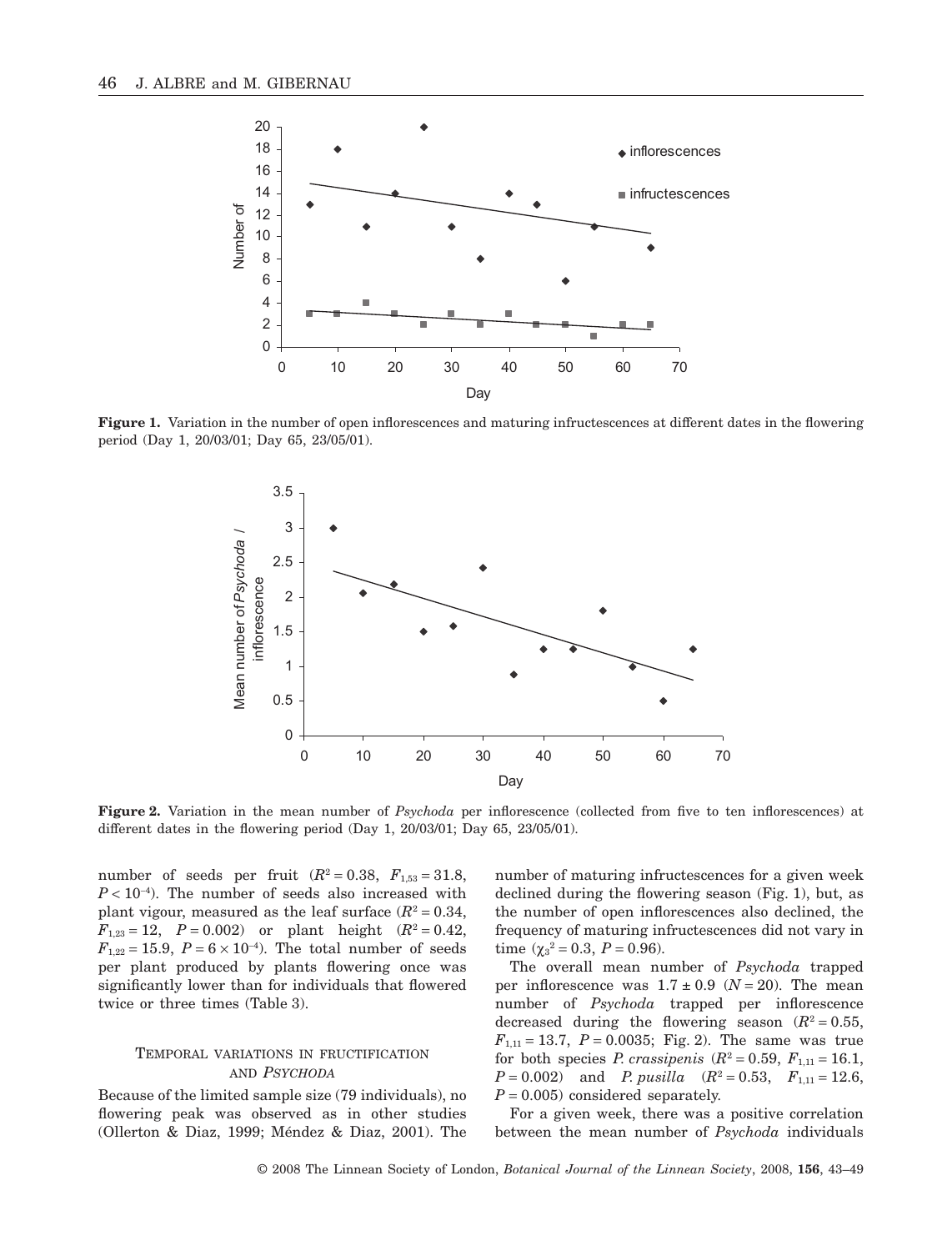**Figure 1.** Variation in the number of open inflorescences and maturing infructescences at different dates in the flowering period (Day 1, 20/03/01; Day 65, 23/05/01).

**Figure 2.** Variation in the mean number of *Psychoda* per inflorescence (collected from five to ten inflorescences) at different dates in the flowering period (Day 1, 20/03/01; Day 65, 23/05/01).

number of seeds per fruit ($R^2 = 0.38$, $F_{1,53} = 31.8$, $P < 10^{-4}$). The number of seeds also increased with plant vigour, measured as the leaf surface ($R^2 = 0.34$, $F_{1,23} = 12$, $P = 0.002$) or plant height ($R^2 = 0.42$, $F_{1,22} = 15.9$, $P = 6 \times 10^{-4}$). The total number of seeds per plant produced by plants flowering once was significantly lower than for individuals that flowered twice or three times (Table 3).

### Temporal variations in fructification and *Psychoda*

Because of the limited sample size (79 individuals), no flowering peak was observed as in other studies (Ollerton & Diaz, 1999; Méndez & Diaz, 2001). The number of maturing infructescences for a given week declined during the flowering season (Fig. 1), but, as the number of open inflorescences also declined, the frequency of maturing infructescences did not vary in time ($\chi_3^2 = 0.3$, $P = 0.96$).

The overall mean number of *Psychoda* trapped per inflorescence was $1.7 \pm 0.9$ ($N = 20$). The mean number of *Psychoda* trapped per inflorescence decreased during the flowering season ($R^2 = 0.55$, $F_{1,11} = 13.7$, $P = 0.0035$; Fig. 2). The same was true for both species *P. crassipenis* ($R^2 = 0.59$, $F_{1,11} = 16.1$, $P = 0.002$) and *P. pusilla* ($R^2 = 0.53$, $F_{1,11} = 12.6$, $P = 0.005$) considered separately.

For a given week, there was a positive correlation between the mean number of *Psychoda* individuals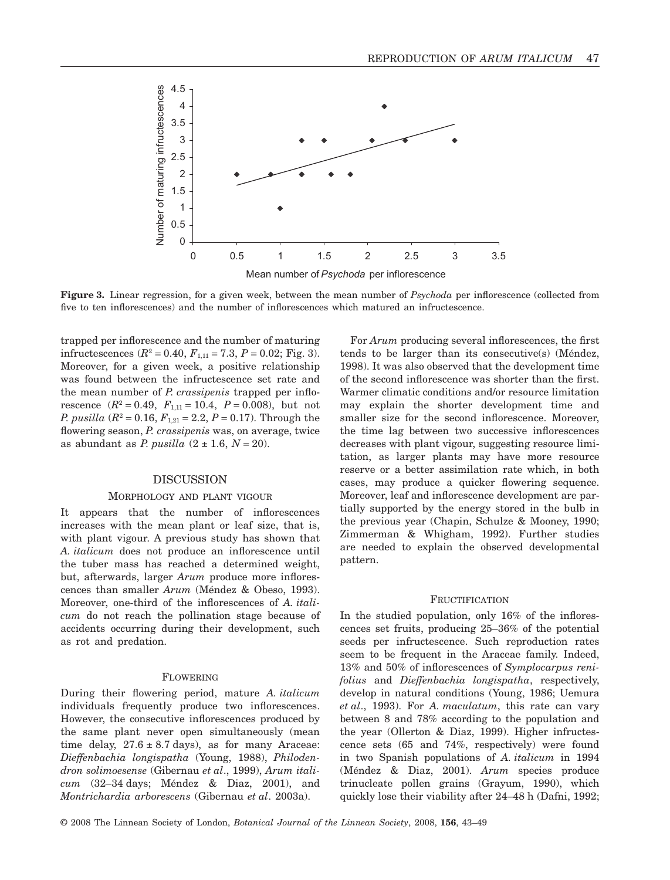**Figure 3.** Linear regression, for a given week, between the mean number of *Psychoda* per inflorescence (collected from five to ten inflorescences) and the number of inflorescences which matured an infructescence.

trapped per inflorescence and the number of maturing infructescences ($R^2 = 0.40$, $F_{1,11} = 7.3$, $P = 0.02$; Fig. 3). Moreover, for a given week, a positive relationship was found between the infructescence set rate and the mean number of *P. crassipenis* trapped per inflorescence ($R^2 = 0.49$, $F_{1,11} = 10.4$, $P = 0.008$), but not *P. pusilla* ($R^2 = 0.16$, $F_{1,21} = 2.2$, $P = 0.17$). Through the flowering season, *P. crassipenis* was, on average, twice as abundant as *P. pusilla* ($2 \pm 1.6$, $N = 20$).

## DISCUSSION

### MORPHOLOGY AND PLANT VIGOUR

It appears that the number of inflorescences increases with the mean plant or leaf size, that is, with plant vigour. A previous study has shown that *A. italicum* does not produce an inflorescence until the tuber mass has reached a determined weight, but, afterwards, larger *Arum* produce more inflorescences than smaller *Arum* (Méndez & Obeso, 1993). Moreover, one-third of the inflorescences of *A. italicum* do not reach the pollination stage because of accidents occurring during their development, such as rot and predation.

### FLOWERING

During their flowering period, mature *A. italicum* individuals frequently produce two inflorescences. However, the consecutive inflorescences produced by the same plant never open simultaneously (mean time delay, $27.6 \pm 8.7$ days), as for many Araceae: *Dieffenbachia longispatha* (Young, 1988), *Philodendron solimoesense* (Gibernau *et al*., 1999), *Arum italicum* (32–34 days; Méndez & Diaz, 2001), and *Montrichardia arborescens* (Gibernau *et al*. 2003a).

For *Arum* producing several inflorescences, the first tends to be larger than its consecutive(s) (Méndez, 1998). It was also observed that the development time of the second inflorescence was shorter than the first. Warmer climatic conditions and/or resource limitation may explain the shorter development time and smaller size for the second inflorescence. Moreover, the time lag between two successive inflorescences decreases with plant vigour, suggesting resource limitation, as larger plants may have more resource reserve or a better assimilation rate which, in both cases, may produce a quicker flowering sequence. Moreover, leaf and inflorescence development are partially supported by the energy stored in the bulb in the previous year (Chapin, Schulze & Mooney, 1990; Zimmerman & Whigham, 1992). Further studies are needed to explain the observed developmental pattern.

### FRUCTIFICATION

In the studied population, only 16% of the inflorescences set fruits, producing 25–36% of the potential seeds per infructescence. Such reproduction rates seem to be frequent in the Araceae family. Indeed, 13% and 50% of inflorescences of *Symplocarpus renifolius* and *Dieffenbachia longispatha*, respectively, develop in natural conditions (Young, 1986; Uemura *et al*., 1993). For *A. maculatum*, this rate can vary between 8 and 78% according to the population and the year (Ollerton & Diaz, 1999). Higher infructescence sets (65 and 74%, respectively) were found in two Spanish populations of *A. italicum* in 1994 (Méndez & Diaz, 2001). *Arum* species produce trinucleate pollen grains (Grayum, 1990), which quickly lose their viability after 24–48 h (Dafni, 1992;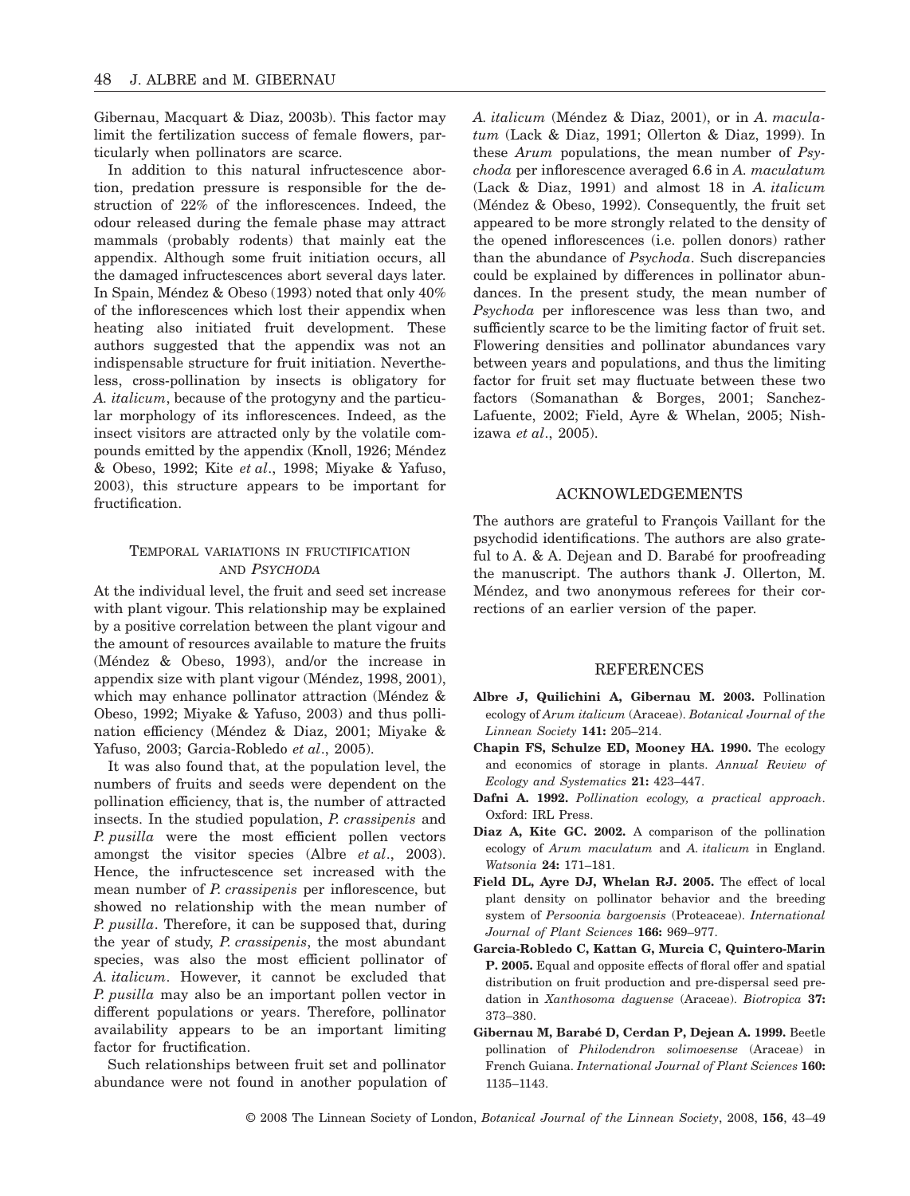Gibernau, Macquart & Diaz, 2003b). This factor may limit the fertilization success of female flowers, particularly when pollinators are scarce.

In addition to this natural infructescence abortion, predation pressure is responsible for the destruction of 22% of the inflorescences. Indeed, the odour released during the female phase may attract mammals (probably rodents) that mainly eat the appendix. Although some fruit initiation occurs, all the damaged infructescences abort several days later. In Spain, Méndez & Obeso (1993) noted that only 40% of the inflorescences which lost their appendix when heating also initiated fruit development. These authors suggested that the appendix was not an indispensable structure for fruit initiation. Nevertheless, cross-pollination by insects is obligatory for *A. italicum*, because of the protogyny and the particular morphology of its inflorescences. Indeed, as the insect visitors are attracted only by the volatile compounds emitted by the appendix (Knoll, 1926; Méndez & Obeso, 1992; Kite *et al*., 1998; Miyake & Yafuso, 2003), this structure appears to be important for fructification.

### TEMPORAL VARIATIONS IN FRUCTIFICATION AND *PSYCHODA*

At the individual level, the fruit and seed set increase with plant vigour. This relationship may be explained by a positive correlation between the plant vigour and the amount of resources available to mature the fruits (Méndez & Obeso, 1993), and/or the increase in appendix size with plant vigour (Méndez, 1998, 2001), which may enhance pollinator attraction (Méndez & Obeso, 1992; Miyake & Yafuso, 2003) and thus pollination efficiency (Méndez & Diaz, 2001; Miyake & Yafuso, 2003; Garcia-Robledo *et al*., 2005).

It was also found that, at the population level, the numbers of fruits and seeds were dependent on the pollination efficiency, that is, the number of attracted insects. In the studied population, *P. crassipenis* and *P. pusilla* were the most efficient pollen vectors amongst the visitor species (Albre *et al*., 2003). Hence, the infructescence set increased with the mean number of *P. crassipenis* per inflorescence, but showed no relationship with the mean number of *P. pusilla*. Therefore, it can be supposed that, during the year of study, *P. crassipenis*, the most abundant species, was also the most efficient pollinator of *A. italicum*. However, it cannot be excluded that *P. pusilla* may also be an important pollen vector in different populations or years. Therefore, pollinator availability appears to be an important limiting factor for fructification.

Such relationships between fruit set and pollinator abundance were not found in another population of *A. italicum* (Méndez & Diaz, 2001), or in *A. maculatum* (Lack & Diaz, 1991; Ollerton & Diaz, 1999). In these *Arum* populations, the mean number of *Psychoda* per inflorescence averaged 6.6 in *A. maculatum* (Lack & Diaz, 1991) and almost 18 in *A. italicum* (Méndez & Obeso, 1992). Consequently, the fruit set appeared to be more strongly related to the density of the opened inflorescences (i.e. pollen donors) rather than the abundance of *Psychoda*. Such discrepancies could be explained by differences in pollinator abundances. In the present study, the mean number of *Psychoda* per inflorescence was less than two, and sufficiently scarce to be the limiting factor of fruit set. Flowering densities and pollinator abundances vary between years and populations, and thus the limiting factor for fruit set may fluctuate between these two factors (Somanathan & Borges, 2001; Sanchez-Lafuente, 2002; Field, Ayre & Whelan, 2005; Nishizawa *et al*., 2005).

## ACKNOWLEDGEMENTS

The authors are grateful to François Vaillant for the psychodid identifications. The authors are also grateful to A. & A. Dejean and D. Barabé for proofreading the manuscript. The authors thank J. Ollerton, M. Méndez, and two anonymous referees for their corrections of an earlier version of the paper.

## REFERENCES

**Albre J, Quilichini A, Gibernau M. 2003.** Pollination ecology of *Arum italicum* (Araceae). *Botanical Journal of the Linnean Society* **141:** 205–214.

**Chapin FS, Schulze ED, Mooney HA. 1990.** The ecology and economics of storage in plants. *Annual Review of Ecology and Systematics* **21:** 423–447.

**Dafni A. 1992.** *Pollination ecology, a practical approach*. Oxford: IRL Press.

**Diaz A, Kite GC. 2002.** A comparison of the pollination ecology of *Arum maculatum* and *A. italicum* in England. *Watsonia* **24:** 171–181.

**Field DL, Ayre DJ, Whelan RJ. 2005.** The effect of local plant density on pollinator behavior and the breeding system of *Persoonia bargoensis* (Proteaceae). *International Journal of Plant Sciences* **166:** 969–977.

**Garcia-Robledo C, Kattan G, Murcia C, Quintero-Marin P. 2005.** Equal and opposite effects of floral offer and spatial distribution on fruit production and pre-dispersal seed predation in *Xanthosoma daguense* (Araceae). *Biotropica* **37:** 373–380.

**Gibernau M, Barabé D, Cerdan P, Dejean A. 1999.** Beetle pollination of *Philodendron solimoesense* (Araceae) in French Guiana. *International Journal of Plant Sciences* **160:** 1135–1143.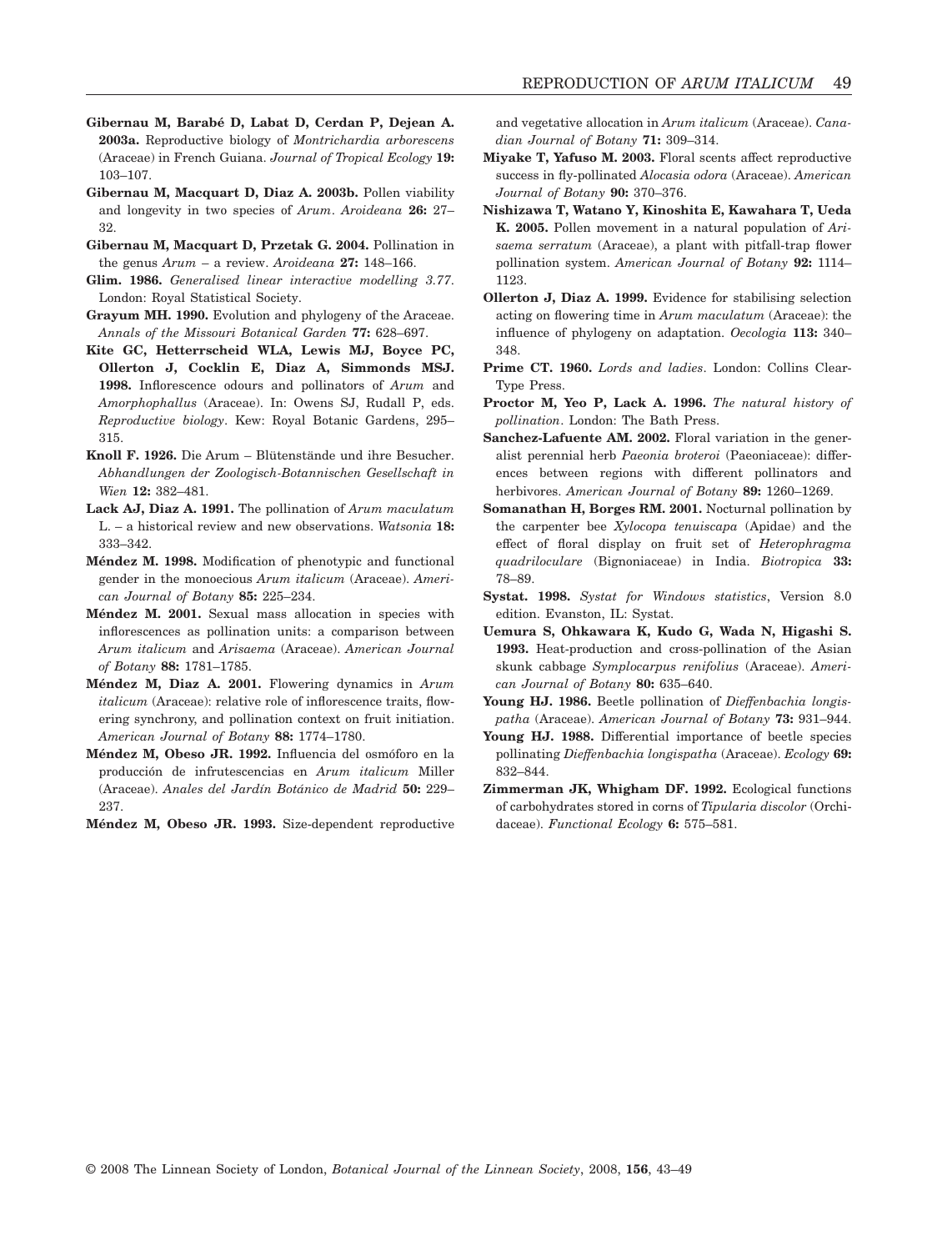**Gibernau M, Barabé D, Labat D, Cerdan P, Dejean A. 2003a.** Reproductive biology of *Montrichardia arborescens* (Araceae) in French Guiana. *Journal of Tropical Ecology* **19:** 103–107.

**Gibernau M, Macquart D, Diaz A. 2003b.** Pollen viability and longevity in two species of *Arum*. *Aroideana* **26:** 27–32.

**Gibernau M, Macquart D, Przetak G. 2004.** Pollination in the genus *Arum* – a review. *Aroideana* **27:** 148–166.

**Glim. 1986.** *Generalised linear interactive modelling 3.77*. London: Royal Statistical Society.

**Grayum MH. 1990.** Evolution and phylogeny of the Araceae. *Annals of the Missouri Botanical Garden* **77:** 628–697.

**Kite GC, Hetterscheid WLA, Lewis MJ, Boyce PC, Ollerton J, Cocklin E, Diaz A, Simmonds MSJ. 1998.** Inflorescence odours and pollinators of *Arum* and *Amorphophallus* (Araceae). In: Owens SJ, Rudall P, eds. *Reproductive biology*. Kew: Royal Botanic Gardens, 295–315.

**Knoll F. 1926.** Die Arum – Blütenstände und ihre Besucher. *Abhandlungen der Zoologisch-Botannischen Gesellschaft in Wien* **12:** 382–481.

**Lack AJ, Diaz A. 1991.** The pollination of *Arum maculatum* L. – a historical review and new observations. *Watsonia* **18:** 333–342.

**Méndez M. 1998.** Modification of phenotypic and functional gender in the monoecious *Arum italicum* (Araceae). *American Journal of Botany* **85:** 225–234.

**Méndez M. 2001.** Sexual mass allocation in species with inflorescences as pollination units: a comparison between *Arum italicum* and *Arisaema* (Araceae). *American Journal of Botany* **88:** 1781–1785.

**Méndez M, Diaz A. 2001.** Flowering dynamics in *Arum italicum* (Araceae): relative role of inflorescence traits, flowering synchrony, and pollination context on fruit initiation. *American Journal of Botany* **88:** 1774–1780.

**Méndez M, Obeso JR. 1992.** Influencia del osmóforo en la producción de infrutescencias en *Arum italicum* Miller (Araceae). *Anales del Jardín Botánico de Madrid* **50:** 229–237.

**Méndez M, Obeso JR. 1993.** Size-dependent reproductive and vegetative allocation in *Arum italicum* (Araceae). *Canadian Journal of Botany* **71:** 309–314.

**Miyake T, Yafuso M. 2003.** Floral scents affect reproductive success in fly-pollinated *Alocasia odora* (Araceae). *American Journal of Botany* **90:** 370–376.

**Nishizawa T, Watano Y, Kinoshita E, Kawahara T, Ueda K. 2005.** Pollen movement in a natural population of *Arisaema serratum* (Araceae), a plant with pitfall-trap flower pollination system. *American Journal of Botany* **92:** 1114–1123.

**Ollerton J, Diaz A. 1999.** Evidence for stabilising selection acting on flowering time in *Arum maculatum* (Araceae): the influence of phylogeny on adaptation. *Oecologia* **113:** 340–348.

**Prime CT. 1960.** *Lords and ladies*. London: Collins Clear-Type Press.

**Proctor M, Yeo P, Lack A. 1996.** *The natural history of pollination*. London: The Bath Press.

**Sanchez-Lafuente AM. 2002.** Floral variation in the generalist perennial herb *Paeonia broteroi* (Paeoniaceae): differences between regions with different pollinators and herbivores. *American Journal of Botany* **89:** 1260–1269.

**Somanathan H, Borges RM. 2001.** Nocturnal pollination by the carpenter bee *Xylocopa tenuiscapa* (Apidae) and the effect of floral display on fruit set of *Heterophragma quadriloculare* (Bignoniaceae) in India. *Biotropica* **33:** 78–89.

**Systat. 1998.** *Systat for Windows statistics*, Version 8.0 edition. Evanston, IL: Systat.

**Uemura S, Ohkawara K, Kudo G, Wada N, Higashi S. 1993.** Heat-production and cross-pollination of the Asian skunk cabbage *Symplocarpus renifolius* (Araceae). *American Journal of Botany* **80:** 635–640.

**Young HJ. 1986.** Beetle pollination of *Dieffenbachia longispatha* (Araceae). *American Journal of Botany* **73:** 931–944.

**Young HJ. 1988.** Differential importance of beetle species pollinating *Dieffenbachia longispatha* (Araceae). *Ecology* **69:** 832–844.

**Zimmerman JK, Whigham DF. 1992.** Ecological functions of carbohydrates stored in corns of *Tipularia discolor* (Orchidaceae). *Functional Ecology* **6:** 575–581.